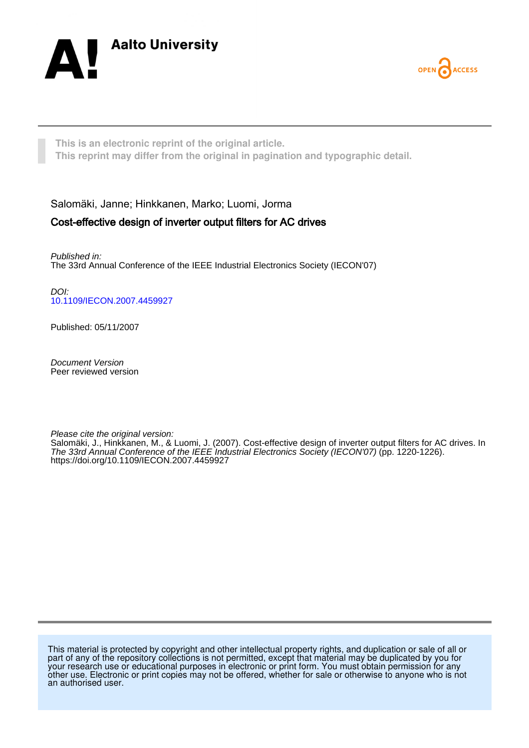Aalto University

OPEN ACCESS

**This is an electronic reprint of the original article.**
**This reprint may differ from the original in pagination and typographic detail.**

Salomäki, Janne; Hinkkanen, Marko; Luomi, Jorma

## Cost-effective design of inverter output filters for AC drives

*Published in:*
The 33rd Annual Conference of the IEEE Industrial Electronics Society (IECON'07)

*DOI:*
10.1109/IECON.2007.4459927

Published: 05/11/2007

*Document Version*
Peer reviewed version

*Please cite the original version:*
Salomäki, J., Hinkkanen, M., & Luomi, J. (2007). Cost-effective design of inverter output filters for AC drives. In *The 33rd Annual Conference of the IEEE Industrial Electronics Society (IECON'07)* (pp. 1220-1226). https://doi.org/10.1109/IECON.2007.4459927

This material is protected by copyright and other intellectual property rights, and duplication or sale of all or part of any of the repository collections is not permitted, except that material may be duplicated by you for your research use or educational purposes in electronic or print form. You must obtain permission for any other use. Electronic or print copies may not be offered, whether for sale or otherwise to anyone who is not an authorised user.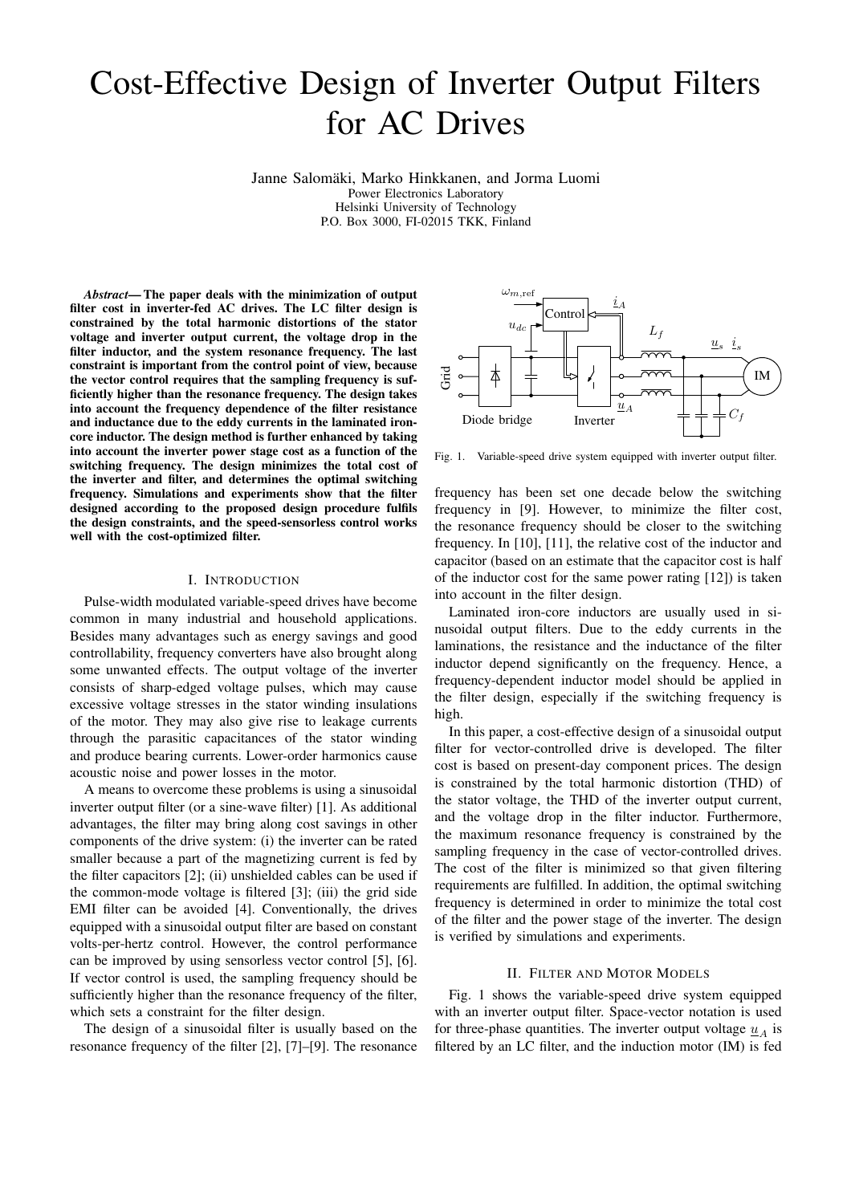# Cost-Effective Design of Inverter Output Filters for AC Drives

Janne Salomäki, Marko Hinkkanen, and Jorma Luomi
Power Electronics Laboratory
Helsinki University of Technology
P.O. Box 3000, FI-02015 TKK, Finland

***Abstract*— The paper deals with the minimization of output filter cost in inverter-fed AC drives. The LC filter design is constrained by the total harmonic distortions of the stator voltage and inverter output current, the voltage drop in the filter inductor, and the system resonance frequency. The last constraint is important from the control point of view, because the vector control requires that the sampling frequency is sufficiently higher than the resonance frequency. The design takes into account the frequency dependence of the filter resistance and inductance due to the eddy currents in the laminated iron-core inductor. The design method is further enhanced by taking into account the inverter power stage cost as a function of the switching frequency. The design minimizes the total cost of the inverter and filter, and determines the optimal switching frequency. Simulations and experiments show that the filter designed according to the proposed design procedure fulfils the design constraints, and the speed-sensorless control works well with the cost-optimized filter.**

## I. Introduction

Pulse-width modulated variable-speed drives have become common in many industrial and household applications. Besides many advantages such as energy savings and good controllability, frequency converters have also brought along some unwanted effects. The output voltage of the inverter consists of sharp-edged voltage pulses, which may cause excessive voltage stresses in the stator winding insulations of the motor. They may also give rise to leakage currents through the parasitic capacitances of the stator winding and produce bearing currents. Lower-order harmonics cause acoustic noise and power losses in the motor.

A means to overcome these problems is using a sinusoidal inverter output filter (or a sine-wave filter) [1]. As additional advantages, the filter may bring along cost savings in other components of the drive system: (i) the inverter can be rated smaller because a part of the magnetizing current is fed by the filter capacitors [2]; (ii) unshielded cables can be used if the common-mode voltage is filtered [3]; (iii) the grid side EMI filter can be avoided [4]. Conventionally, the drives equipped with a sinusoidal output filter are based on constant volts-per-hertz control. However, the control performance can be improved by using sensorless vector control [5], [6]. If vector control is used, the sampling frequency should be sufficiently higher than the resonance frequency of the filter, which sets a constraint for the filter design.

The design of a sinusoidal filter is usually based on the resonance frequency of the filter [2], [7]–[9]. The resonance

$\omega_{m,\mathrm{ref}}$
Control
$\underline{i}_A$
$u_{dc}$
$L_f$
$\underline{u}_s$ $\underline{i}_s$
Grid
IM
$\underline{u}_A$
$C_f$
Diode bridge
Inverter

Fig. 1. Variable-speed drive system equipped with inverter output filter.

frequency has been set one decade below the switching frequency in [9]. However, to minimize the filter cost, the resonance frequency should be closer to the switching frequency. In [10], [11], the relative cost of the inductor and capacitor (based on an estimate that the capacitor cost is half of the inductor cost for the same power rating [12]) is taken into account in the filter design.

Laminated iron-core inductors are usually used in sinusoidal output filters. Due to the eddy currents in the laminations, the resistance and the inductance of the filter inductor depend significantly on the frequency. Hence, a frequency-dependent inductor model should be applied in the filter design, especially if the switching frequency is high.

In this paper, a cost-effective design of a sinusoidal output filter for vector-controlled drive is developed. The filter cost is based on present-day component prices. The design is constrained by the total harmonic distortion (THD) of the stator voltage, the THD of the inverter output current, and the voltage drop in the filter inductor. Furthermore, the maximum resonance frequency is constrained by the sampling frequency in the case of vector-controlled drives. The cost of the filter is minimized so that given filtering requirements are fulfilled. In addition, the optimal switching frequency is determined in order to minimize the total cost of the filter and the power stage of the inverter. The design is verified by simulations and experiments.

## II. Filter and Motor Models

Fig. 1 shows the variable-speed drive system equipped with an inverter output filter. Space-vector notation is used for three-phase quantities. The inverter output voltage $\underline{u}_A$ is filtered by an LC filter, and the induction motor (IM) is fed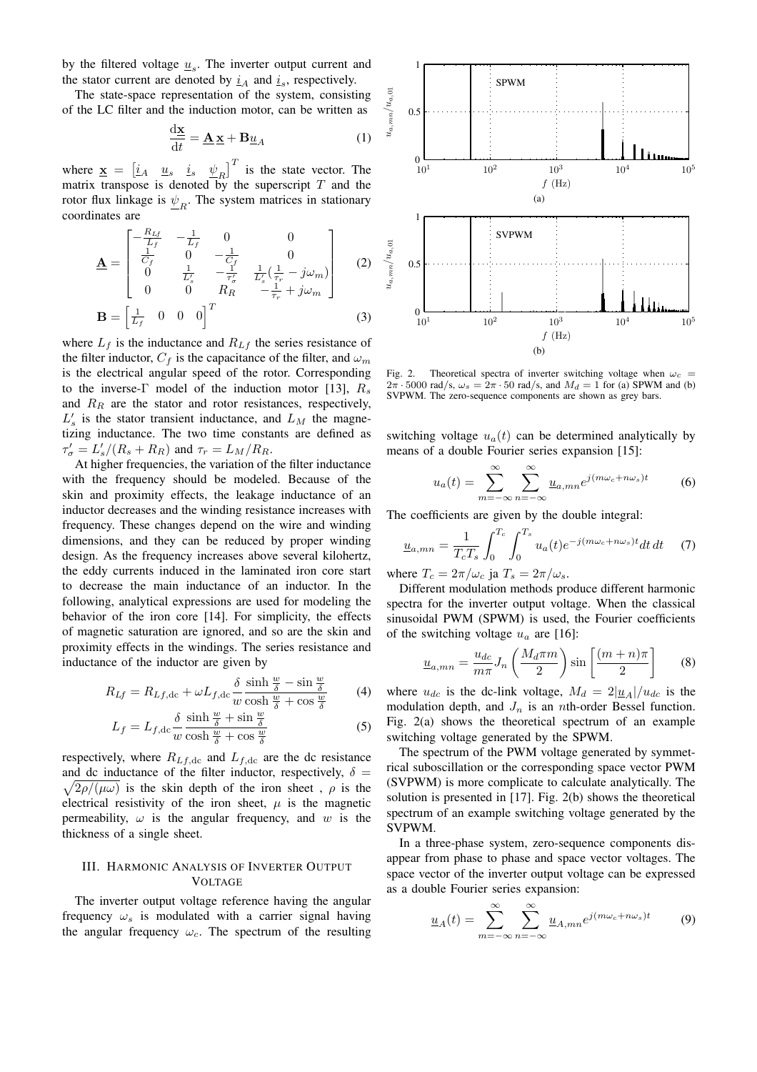by the filtered voltage $\underline{u}_s$. The inverter output current and the stator current are denoted by $\underline{i}_A$ and $\underline{i}_s$, respectively.

The state-space representation of the system, consisting of the LC filter and the induction motor, can be written as

$$\frac{\mathrm{d}\underline{\mathbf{x}}}{\mathrm{d}t} = \underline{\mathbf{A}}\,\underline{\mathbf{x}} + \mathbf{B}\underline{u}_A \tag{1}$$

where $\underline{\mathbf{x}} = \begin{bmatrix} \underline{i}_A & \underline{u}_s & \underline{i}_s & \underline{\psi}_R \end{bmatrix}^T$ is the state vector. The matrix transpose is denoted by the superscript $T$ and the rotor flux linkage is $\underline{\psi}_R$. The system matrices in stationary coordinates are

$$\underline{\mathbf{A}} = \begin{bmatrix} -\frac{R_{Lf}}{L_f} & -\frac{1}{L_f} & 0 & 0 \\ \frac{1}{C_f} & 0 & -\frac{1}{C_f} & 0 \\ 0 & \frac{1}{L_s'} & -\frac{1}{\tau_\sigma'} & \frac{1}{L_s'}(\frac{1}{\tau_r} - j\omega_m) \\ 0 & 0 & R_R & -\frac{1}{\tau_r} + j\omega_m \end{bmatrix} \tag{2}$$

$$\mathbf{B} = \begin{bmatrix} \frac{1}{L_f} & 0 & 0 & 0 \end{bmatrix}^T \tag{3}$$

where $L_f$ is the inductance and $R_{Lf}$ the series resistance of the filter inductor, $C_f$ is the capacitance of the filter, and $\omega_m$ is the electrical angular speed of the rotor. Corresponding to the inverse-Γ model of the induction motor [13], $R_s$ and $R_R$ are the stator and rotor resistances, respectively, $L_s'$ is the stator transient inductance, and $L_M$ the magnetizing inductance. The two time constants are defined as $\tau_\sigma' = L_s'/(R_s + R_R)$ and $\tau_r = L_M/R_R$.

At higher frequencies, the variation of the filter inductance with the frequency should be modeled. Because of the skin and proximity effects, the leakage inductance of an inductor decreases and the winding resistance increases with frequency. These changes depend on the wire and winding dimensions, and they can be reduced by proper winding design. As the frequency increases above several kilohertz, the eddy currents induced in the laminated iron core start to decrease the main inductance of an inductor. In the following, analytical expressions are used for modeling the behavior of the iron core [14]. For simplicity, the effects of magnetic saturation are ignored, and so are the skin and proximity effects in the windings. The series resistance and inductance of the inductor are given by

$$R_{Lf} = R_{Lf,\mathrm{dc}} + \omega L_{f,\mathrm{dc}} \frac{\delta}{w} \frac{\sinh\frac{w}{\delta} - \sin\frac{w}{\delta}}{\cosh\frac{w}{\delta} + \cos\frac{w}{\delta}} \tag{4}$$

$$L_f = L_{f,\mathrm{dc}} \frac{\delta}{w} \frac{\sinh\frac{w}{\delta} + \sin\frac{w}{\delta}}{\cosh\frac{w}{\delta} + \cos\frac{w}{\delta}} \tag{5}$$

respectively, where $R_{Lf,\mathrm{dc}}$ and $L_{f,\mathrm{dc}}$ are the dc resistance and dc inductance of the filter inductor, respectively, $\delta = \sqrt{2\rho/(\mu\omega)}$ is the skin depth of the iron sheet , $\rho$ is the electrical resistivity of the iron sheet, $\mu$ is the magnetic permeability, $\omega$ is the angular frequency, and $w$ is the thickness of a single sheet.

## III. Harmonic Analysis of Inverter Output Voltage

The inverter output voltage reference having the angular frequency $\omega_s$ is modulated with a carrier signal having the angular frequency $\omega_c$. The spectrum of the resulting switching voltage $u_a(t)$ can be determined analytically by means of a double Fourier series expansion [15]:

Fig. 2. Theoretical spectra of inverter switching voltage when $\omega_c = 2\pi \cdot 5000$ rad/s, $\omega_s = 2\pi \cdot 50$ rad/s, and $M_d = 1$ for (a) SPWM and (b) SVPWM. The zero-sequence components are shown as grey bars.

$$u_a(t) = \sum_{m=-\infty}^{\infty} \sum_{n=-\infty}^{\infty} \underline{u}_{a,mn} e^{j(m\omega_c + n\omega_s)t} \tag{6}$$

The coefficients are given by the double integral:

$$\underline{u}_{a,mn} = \frac{1}{T_c T_s} \int_0^{T_c} \int_0^{T_s} u_a(t) e^{-j(m\omega_c + n\omega_s)t} dt\, dt \tag{7}$$

where $T_c = 2\pi/\omega_c$ ja $T_s = 2\pi/\omega_s$.

Different modulation methods produce different harmonic spectra for the inverter output voltage. When the classical sinusoidal PWM (SPWM) is used, the Fourier coefficients of the switching voltage $u_a$ are [16]:

$$\underline{u}_{a,mn} = \frac{u_{dc}}{m\pi} J_n\left(\frac{M_d \pi m}{2}\right) \sin\left[\frac{(m+n)\pi}{2}\right] \tag{8}$$

where $u_{dc}$ is the dc-link voltage, $M_d = 2|\underline{u}_A|/u_{dc}$ is the modulation depth, and $J_n$ is an $n$th-order Bessel function. Fig. 2(a) shows the theoretical spectrum of an example switching voltage generated by the SPWM.

The spectrum of the PWM voltage generated by symmetrical suboscillation or the corresponding space vector PWM (SVPWM) is more complicate to calculate analytically. The solution is presented in [17]. Fig. 2(b) shows the theoretical spectrum of an example switching voltage generated by the SVPWM.

In a three-phase system, zero-sequence components disappear from phase to phase and space vector voltages. The space vector of the inverter output voltage can be expressed as a double Fourier series expansion:

$$\underline{u}_A(t) = \sum_{m=-\infty}^{\infty} \sum_{n=-\infty}^{\infty} \underline{u}_{A,mn} e^{j(m\omega_c + n\omega_s)t} \tag{9}$$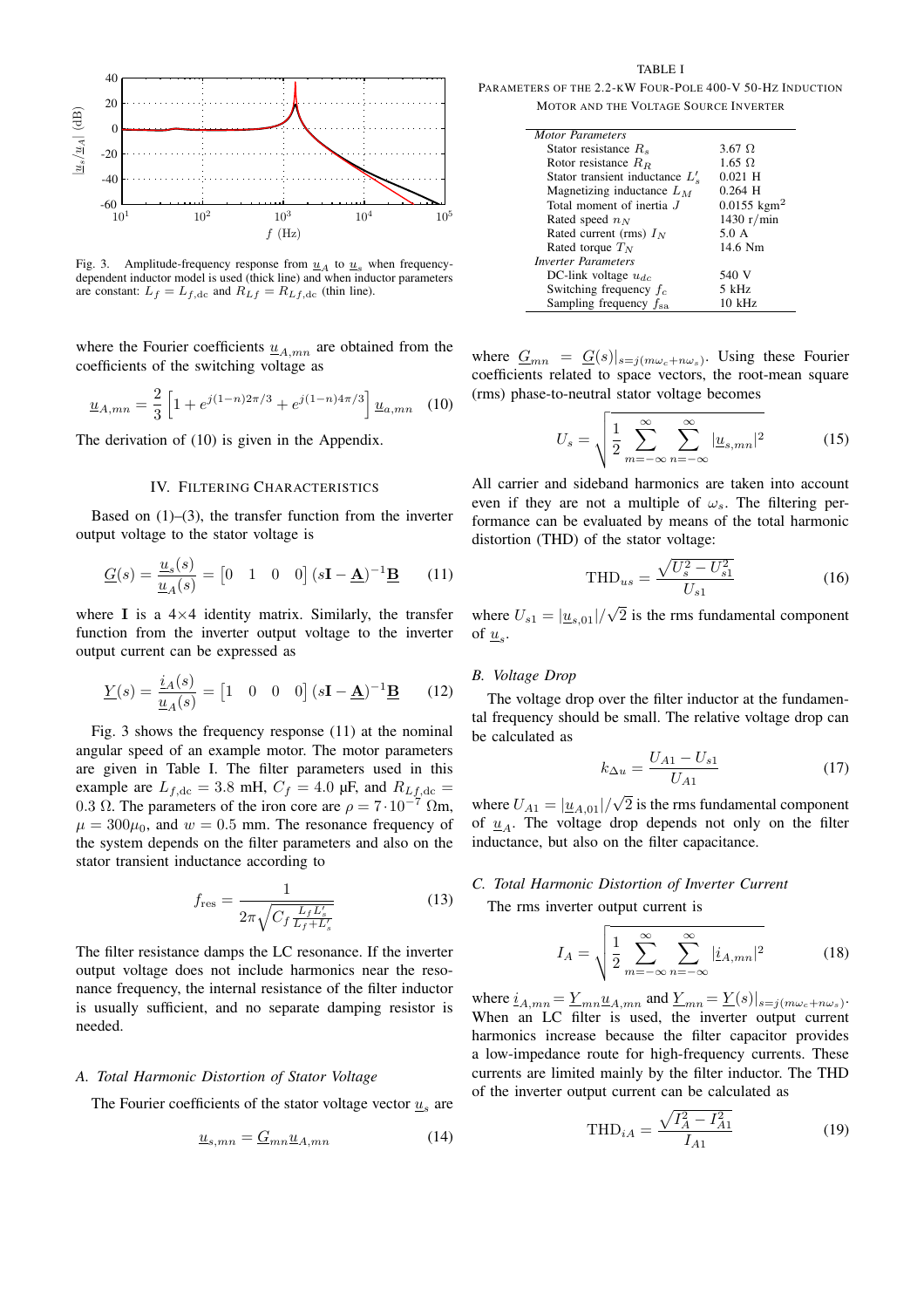Fig. 3. Amplitude-frequency response from $\underline{u}_A$ to $\underline{u}_s$ when frequency-dependent inductor model is used (thick line) and when inductor parameters are constant: $L_f = L_{f,\mathrm{dc}}$ and $R_{Lf} = R_{Lf,\mathrm{dc}}$ (thin line).

where the Fourier coefficients $\underline{u}_{A,mn}$ are obtained from the coefficients of the switching voltage as

$$\underline{u}_{A,mn} = \frac{2}{3}\left[1 + e^{j(1-n)2\pi/3} + e^{j(1-n)4\pi/3}\right]\underline{u}_{a,mn} \quad (10)$$

The derivation of (10) is given in the Appendix.

## IV. Filtering Characteristics

Based on (1)–(3), the transfer function from the inverter output voltage to the stator voltage is

$$\underline{G}(s) = \frac{\underline{u}_s(s)}{\underline{u}_A(s)} = \begin{bmatrix}0 & 1 & 0 & 0\end{bmatrix}(s\mathbf{I} - \underline{\mathbf{A}})^{-1}\underline{\mathbf{B}} \quad (11)$$

where $\mathbf{I}$ is a 4×4 identity matrix. Similarly, the transfer function from the inverter output voltage to the inverter output current can be expressed as

$$\underline{Y}(s) = \frac{\underline{i}_A(s)}{\underline{u}_A(s)} = \begin{bmatrix}1 & 0 & 0 & 0\end{bmatrix}(s\mathbf{I} - \underline{\mathbf{A}})^{-1}\underline{\mathbf{B}} \quad (12)$$

Fig. 3 shows the frequency response (11) at the nominal angular speed of an example motor. The motor parameters are given in Table I. The filter parameters used in this example are $L_{f,\mathrm{dc}} = 3.8$ mH, $C_f = 4.0$ μF, and $R_{Lf,\mathrm{dc}} = 0.3$ Ω. The parameters of the iron core are $\rho = 7\cdot 10^{-7}$ Ωm, $\mu = 300\mu_0$, and $w = 0.5$ mm. The resonance frequency of the system depends on the filter parameters and also on the stator transient inductance according to

$$f_{\mathrm{res}} = \frac{1}{2\pi\sqrt{C_f \frac{L_f L_s'}{L_f + L_s'}}} \quad (13)$$

The filter resistance damps the LC resonance. If the inverter output voltage does not include harmonics near the resonance frequency, the internal resistance of the filter inductor is usually sufficient, and no separate damping resistor is needed.

### A. Total Harmonic Distortion of Stator Voltage

The Fourier coefficients of the stator voltage vector $\underline{u}_s$ are

$$\underline{u}_{s,mn} = \underline{G}_{mn}\underline{u}_{A,mn} \quad (14)$$

TABLE I
Parameters of the 2.2-kW Four-Pole 400-V 50-Hz Induction Motor and the Voltage Source Inverter

| | |
|---|---|
| *Motor Parameters* | |
| Stator resistance $R_s$ | 3.67 Ω |
| Rotor resistance $R_R$ | 1.65 Ω |
| Stator transient inductance $L_s'$ | 0.021 H |
| Magnetizing inductance $L_M$ | 0.264 H |
| Total moment of inertia $J$ | 0.0155 kgm$^2$ |
| Rated speed $n_N$ | 1430 r/min |
| Rated current (rms) $I_N$ | 5.0 A |
| Rated torque $T_N$ | 14.6 Nm |
| *Inverter Parameters* | |
| DC-link voltage $u_{dc}$ | 540 V |
| Switching frequency $f_c$ | 5 kHz |
| Sampling frequency $f_{\mathrm{sa}}$ | 10 kHz |

where $\underline{G}_{mn} = \underline{G}(s)|_{s=j(m\omega_c+n\omega_s)}$. Using these Fourier coefficients related to space vectors, the root-mean square (rms) phase-to-neutral stator voltage becomes

$$U_s = \sqrt{\frac{1}{2}\sum_{m=-\infty}^{\infty}\sum_{n=-\infty}^{\infty}|\underline{u}_{s,mn}|^2} \quad (15)$$

All carrier and sideband harmonics are taken into account even if they are not a multiple of $\omega_s$. The filtering performance can be evaluated by means of the total harmonic distortion (THD) of the stator voltage:

$$\mathrm{THD}_{us} = \frac{\sqrt{U_s^2 - U_{s1}^2}}{U_{s1}} \quad (16)$$

where $U_{s1} = |\underline{u}_{s,01}|/\sqrt{2}$ is the rms fundamental component of $\underline{u}_s$.

### B. Voltage Drop

The voltage drop over the filter inductor at the fundamental frequency should be small. The relative voltage drop can be calculated as

$$k_{\Delta u} = \frac{U_{A1} - U_{s1}}{U_{A1}} \quad (17)$$

where $U_{A1} = |\underline{u}_{A,01}|/\sqrt{2}$ is the rms fundamental component of $\underline{u}_A$. The voltage drop depends not only on the filter inductance, but also on the filter capacitance.

### C. Total Harmonic Distortion of Inverter Current

The rms inverter output current is

$$I_A = \sqrt{\frac{1}{2}\sum_{m=-\infty}^{\infty}\sum_{n=-\infty}^{\infty}|\underline{i}_{A,mn}|^2} \quad (18)$$

where $\underline{i}_{A,mn} = \underline{Y}_{mn}\underline{u}_{A,mn}$ and $\underline{Y}_{mn} = \underline{Y}(s)|_{s=j(m\omega_c+n\omega_s)}$. When an LC filter is used, the inverter output current harmonics increase because the filter capacitor provides a low-impedance route for high-frequency currents. These currents are limited mainly by the filter inductor. The THD of the inverter output current can be calculated as

$$\mathrm{THD}_{iA} = \frac{\sqrt{I_A^2 - I_{A1}^2}}{I_{A1}} \quad (19)$$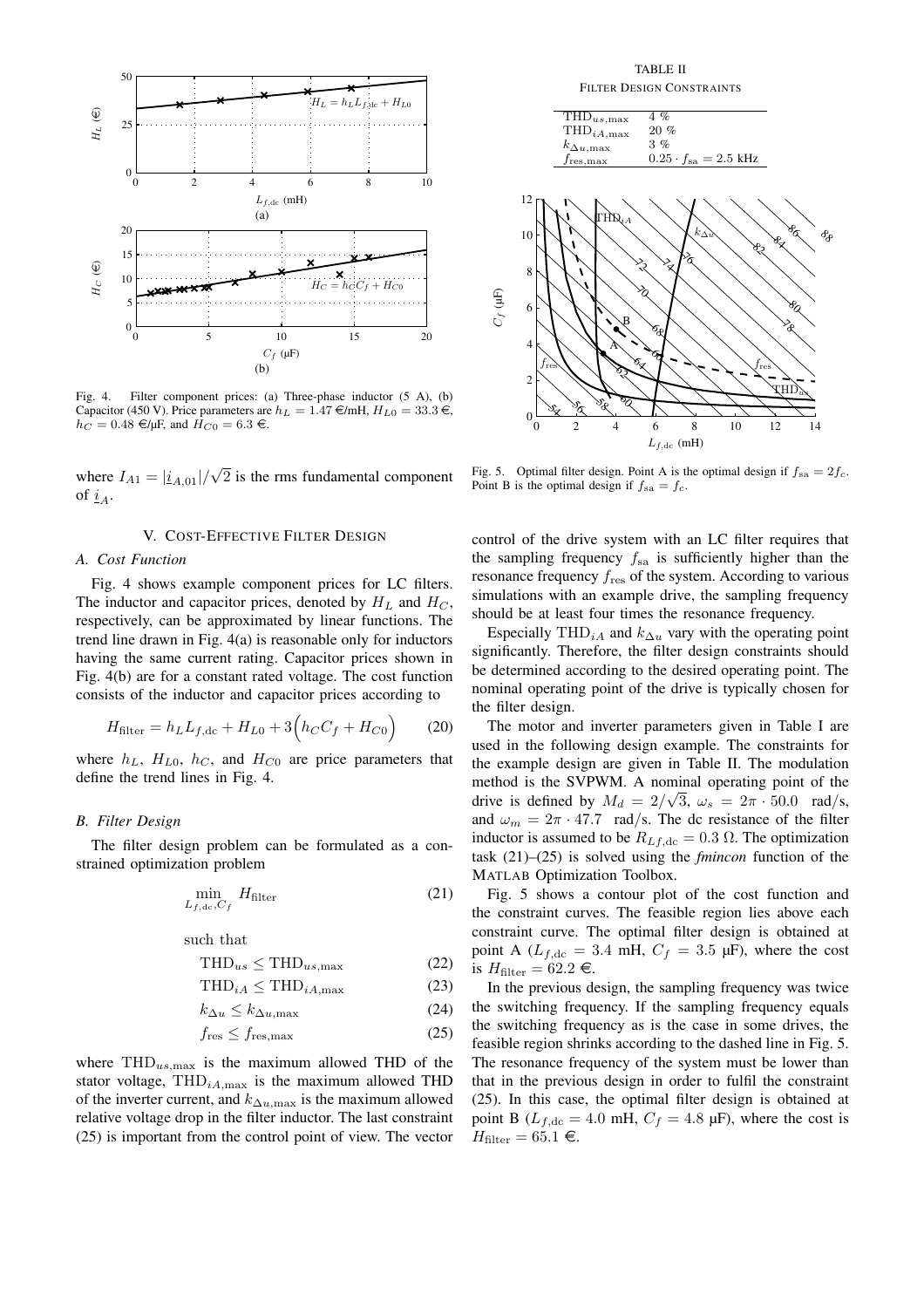Fig. 4. Filter component prices: (a) Three-phase inductor (5 A), (b) Capacitor (450 V). Price parameters are $h_L = 1.47$ €/mH, $H_{L0} = 33.3$ €, $h_C = 0.48$ €/μF, and $H_{C0} = 6.3$ €.

where $I_{A1} = |\underline{i}_{A,01}|/\sqrt{2}$ is the rms fundamental component of $\underline{i}_A$.

## V. Cost-Effective Filter Design

### A. Cost Function

Fig. 4 shows example component prices for LC filters. The inductor and capacitor prices, denoted by $H_L$ and $H_C$, respectively, can be approximated by linear functions. The trend line drawn in Fig. 4(a) is reasonable only for inductors having the same current rating. Capacitor prices shown in Fig. 4(b) are for a constant rated voltage. The cost function consists of the inductor and capacitor prices according to

$$H_{\text{filter}} = h_L L_{f,\text{dc}} + H_{L0} + 3\Big(h_C C_f + H_{C0}\Big) \tag{20}$$

where $h_L$, $H_{L0}$, $h_C$, and $H_{C0}$ are price parameters that define the trend lines in Fig. 4.

### B. Filter Design

The filter design problem can be formulated as a constrained optimization problem

$$\min_{L_{f,\text{dc}}, C_f} H_{\text{filter}} \tag{21}$$

such that

$$\text{THD}_{us} \leq \text{THD}_{us,\max} \tag{22}$$

$$\text{THD}_{iA} \leq \text{THD}_{iA,\max} \tag{23}$$

$$k_{\Delta u} \leq k_{\Delta u,\max} \tag{24}$$

$$f_{\text{res}} \leq f_{\text{res},\max} \tag{25}$$

where $\text{THD}_{us,\max}$ is the maximum allowed THD of the stator voltage, $\text{THD}_{iA,\max}$ is the maximum allowed THD of the inverter current, and $k_{\Delta u,\max}$ is the maximum allowed relative voltage drop in the filter inductor. The last constraint (25) is important from the control point of view. The vector control of the drive system with an LC filter requires that the sampling frequency $f_{\text{sa}}$ is sufficiently higher than the resonance frequency $f_{\text{res}}$ of the system. According to various simulations with an example drive, the sampling frequency should be at least four times the resonance frequency.

Especially $\text{THD}_{iA}$ and $k_{\Delta u}$ vary with the operating point significantly. Therefore, the filter design constraints should be determined according to the desired operating point. The nominal operating point of the drive is typically chosen for the filter design.

TABLE II
Filter Design Constraints

| | |
|---|---|
| $\text{THD}_{us,\max}$ | 4 % |
| $\text{THD}_{iA,\max}$ | 20 % |
| $k_{\Delta u,\max}$ | 3 % |
| $f_{\text{res},\max}$ | $0.25 \cdot f_{\text{sa}} = 2.5$ kHz |

Fig. 5. Optimal filter design. Point A is the optimal design if $f_{\text{sa}} = 2f_c$. Point B is the optimal design if $f_{\text{sa}} = f_c$.

The motor and inverter parameters given in Table I are used in the following design example. The constraints for the example design are given in Table II. The modulation method is the SVPWM. A nominal operating point of the drive is defined by $M_d = 2/\sqrt{3}$, $\omega_s = 2\pi \cdot 50.0$ rad/s, and $\omega_m = 2\pi \cdot 47.7$ rad/s. The dc resistance of the filter inductor is assumed to be $R_{Lf,\text{dc}} = 0.3\ \Omega$. The optimization task (21)–(25) is solved using the *fmincon* function of the MATLAB Optimization Toolbox.

Fig. 5 shows a contour plot of the cost function and the constraint curves. The feasible region lies above each constraint curve. The optimal filter design is obtained at point A ($L_{f,\text{dc}} = 3.4$ mH, $C_f = 3.5$ μF), where the cost is $H_{\text{filter}} = 62.2$ €.

In the previous design, the sampling frequency was twice the switching frequency. If the sampling frequency equals the switching frequency as is the case in some drives, the feasible region shrinks according to the dashed line in Fig. 5. The resonance frequency of the system must be lower than that in the previous design in order to fulfil the constraint (25). In this case, the optimal filter design is obtained at point B ($L_{f,\text{dc}} = 4.0$ mH, $C_f = 4.8$ μF), where the cost is $H_{\text{filter}} = 65.1$ €.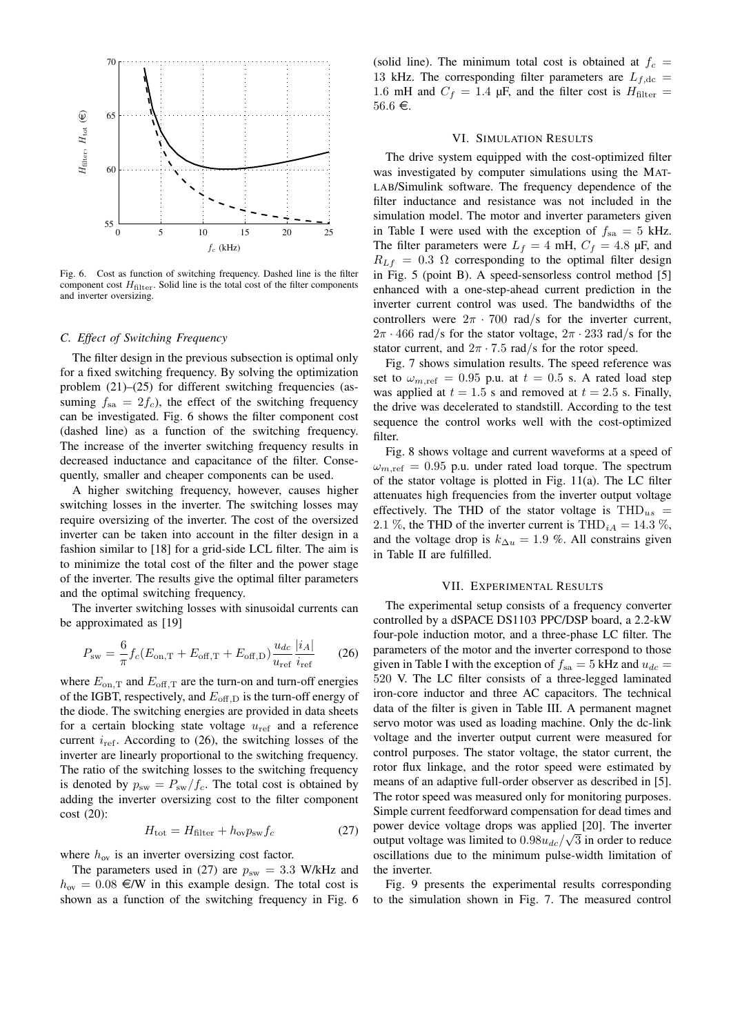Fig. 6. Cost as function of switching frequency. Dashed line is the filter component cost $H_{\text{filter}}$. Solid line is the total cost of the filter components and inverter oversizing.

### C. Effect of Switching Frequency

The filter design in the previous subsection is optimal only for a fixed switching frequency. By solving the optimization problem (21)–(25) for different switching frequencies (assuming $f_{\text{sa}} = 2f_c$), the effect of the switching frequency can be investigated. Fig. 6 shows the filter component cost (dashed line) as a function of the switching frequency. The increase of the inverter switching frequency results in decreased inductance and capacitance of the filter. Consequently, smaller and cheaper components can be used.

A higher switching frequency, however, causes higher switching losses in the inverter. The switching losses may require oversizing of the inverter. The cost of the oversized inverter can be taken into account in the filter design in a fashion similar to [18] for a grid-side LCL filter. The aim is to minimize the total cost of the filter and the power stage of the inverter. The results give the optimal filter parameters and the optimal switching frequency.

The inverter switching losses with sinusoidal currents can be approximated as [19]

$$P_{\text{sw}} = \frac{6}{\pi} f_c (E_{\text{on,T}} + E_{\text{off,T}} + E_{\text{off,D}}) \frac{u_{dc}}{u_{\text{ref}}} \frac{|i_A|}{i_{\text{ref}}} \tag{26}$$

where $E_{\text{on,T}}$ and $E_{\text{off,T}}$ are the turn-on and turn-off energies of the IGBT, respectively, and $E_{\text{off,D}}$ is the turn-off energy of the diode. The switching energies are provided in data sheets for a certain blocking state voltage $u_{\text{ref}}$ and a reference current $i_{\text{ref}}$. According to (26), the switching losses of the inverter are linearly proportional to the switching frequency. The ratio of the switching losses to the switching frequency is denoted by $p_{\text{sw}} = P_{\text{sw}}/f_c$. The total cost is obtained by adding the inverter oversizing cost to the filter component cost (20):

$$H_{\text{tot}} = H_{\text{filter}} + h_{\text{ov}} p_{\text{sw}} f_c \tag{27}$$

where $h_{\text{ov}}$ is an inverter oversizing cost factor.

The parameters used in (27) are $p_{\text{sw}} = 3.3$ W/kHz and $h_{\text{ov}} = 0.08$ €/W in this example design. The total cost is shown as a function of the switching frequency in Fig. 6 (solid line). The minimum total cost is obtained at $f_c = 13$ kHz. The corresponding filter parameters are $L_{f,\text{dc}} = 1.6$ mH and $C_f = 1.4$ µF, and the filter cost is $H_{\text{filter}} = 56.6$ €.

## VI. Simulation Results

The drive system equipped with the cost-optimized filter was investigated by computer simulations using the MATLAB/Simulink software. The frequency dependence of the filter inductance and resistance was not included in the simulation model. The motor and inverter parameters given in Table I were used with the exception of $f_{\text{sa}} = 5$ kHz. The filter parameters were $L_f = 4$ mH, $C_f = 4.8$ µF, and $R_{Lf} = 0.3$ Ω corresponding to the optimal filter design in Fig. 5 (point B). A speed-sensorless control method [5] enhanced with a one-step-ahead current prediction in the inverter current control was used. The bandwidths of the controllers were $2\pi \cdot 700$ rad/s for the inverter current, $2\pi \cdot 466$ rad/s for the stator voltage, $2\pi \cdot 233$ rad/s for the stator current, and $2\pi \cdot 7.5$ rad/s for the rotor speed.

Fig. 7 shows simulation results. The speed reference was set to $\omega_{m,\text{ref}} = 0.95$ p.u. at $t = 0.5$ s. A rated load step was applied at $t = 1.5$ s and removed at $t = 2.5$ s. Finally, the drive was decelerated to standstill. According to the test sequence the control works well with the cost-optimized filter.

Fig. 8 shows voltage and current waveforms at a speed of $\omega_{m,\text{ref}} = 0.95$ p.u. under rated load torque. The spectrum of the stator voltage is plotted in Fig. 11(a). The LC filter attenuates high frequencies from the inverter output voltage effectively. The THD of the stator voltage is $\text{THD}_{us} = 2.1$ %, the THD of the inverter current is $\text{THD}_{iA} = 14.3$ %, and the voltage drop is $k_{\Delta u} = 1.9$ %. All constrains given in Table II are fulfilled.

## VII. Experimental Results

The experimental setup consists of a frequency converter controlled by a dSPACE DS1103 PPC/DSP board, a 2.2-kW four-pole induction motor, and a three-phase LC filter. The parameters of the motor and the inverter correspond to those given in Table I with the exception of $f_{\text{sa}} = 5$ kHz and $u_{dc} = 520$ V. The LC filter consists of a three-legged laminated iron-core inductor and three AC capacitors. The technical data of the filter is given in Table III. A permanent magnet servo motor was used as loading machine. Only the dc-link voltage and the inverter output current were measured for control purposes. The stator voltage, the stator current, the rotor flux linkage, and the rotor speed were estimated by means of an adaptive full-order observer as described in [5]. The rotor speed was measured only for monitoring purposes. Simple current feedforward compensation for dead times and power device voltage drops was applied [20]. The inverter output voltage was limited to $0.98u_{dc}/\sqrt{3}$ in order to reduce oscillations due to the minimum pulse-width limitation of the inverter.

Fig. 9 presents the experimental results corresponding to the simulation shown in Fig. 7. The measured control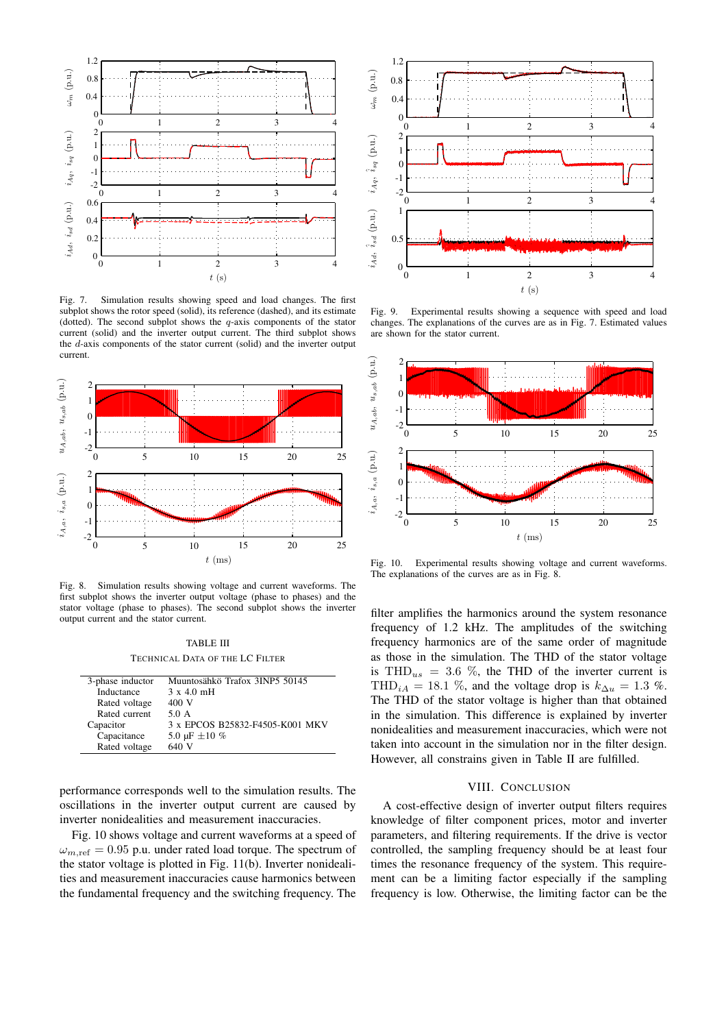Fig. 7. Simulation results showing speed and load changes. The first subplot shows the rotor speed (solid), its reference (dashed), and its estimate (dotted). The second subplot shows the $q$-axis components of the stator current (solid) and the inverter output current. The third subplot shows the $d$-axis components of the stator current (solid) and the inverter output current.

Fig. 8. Simulation results showing voltage and current waveforms. The first subplot shows the inverter output voltage (phase to phases) and the stator voltage (phase to phases). The second subplot shows the inverter output current and the stator current.

TABLE III
TECHNICAL DATA OF THE LC FILTER

| | |
|---|---|
| 3-phase inductor | Muuntosähkö Trafox 3INP5 50145 |
| Inductance | 3 x 4.0 mH |
| Rated voltage | 400 V |
| Rated current | 5.0 A |
| Capacitor | 3 x EPCOS B25832-F4505-K001 MKV |
| Capacitance | 5.0 µF ±10 % |
| Rated voltage | 640 V |

performance corresponds well to the simulation results. The oscillations in the inverter output current are caused by inverter nonidealities and measurement inaccuracies.

Fig. 10 shows voltage and current waveforms at a speed of $\omega_{m,\mathrm{ref}} = 0.95$ p.u. under rated load torque. The spectrum of the stator voltage is plotted in Fig. 11(b). Inverter nonidealities and measurement inaccuracies cause harmonics between the fundamental frequency and the switching frequency. The

Fig. 9. Experimental results showing a sequence with speed and load changes. The explanations of the curves are as in Fig. 7. Estimated values are shown for the stator current.

Fig. 10. Experimental results showing voltage and current waveforms. The explanations of the curves are as in Fig. 8.

filter amplifies the harmonics around the system resonance frequency of 1.2 kHz. The amplitudes of the switching frequency harmonics are of the same order of magnitude as those in the simulation. The THD of the stator voltage is $\mathrm{THD}_{us} = 3.6$ %, the THD of the inverter current is $\mathrm{THD}_{iA} = 18.1$ %, and the voltage drop is $k_{\Delta u} = 1.3$ %. The THD of the stator voltage is higher than that obtained in the simulation. This difference is explained by inverter nonidealities and measurement inaccuracies, which were not taken into account in the simulation nor in the filter design. However, all constrains given in Table II are fulfilled.

## VIII. Conclusion

A cost-effective design of inverter output filters requires knowledge of filter component prices, motor and inverter parameters, and filtering requirements. If the drive is vector controlled, the sampling frequency should be at least four times the resonance frequency of the system. This requirement can be a limiting factor especially if the sampling frequency is low. Otherwise, the limiting factor can be the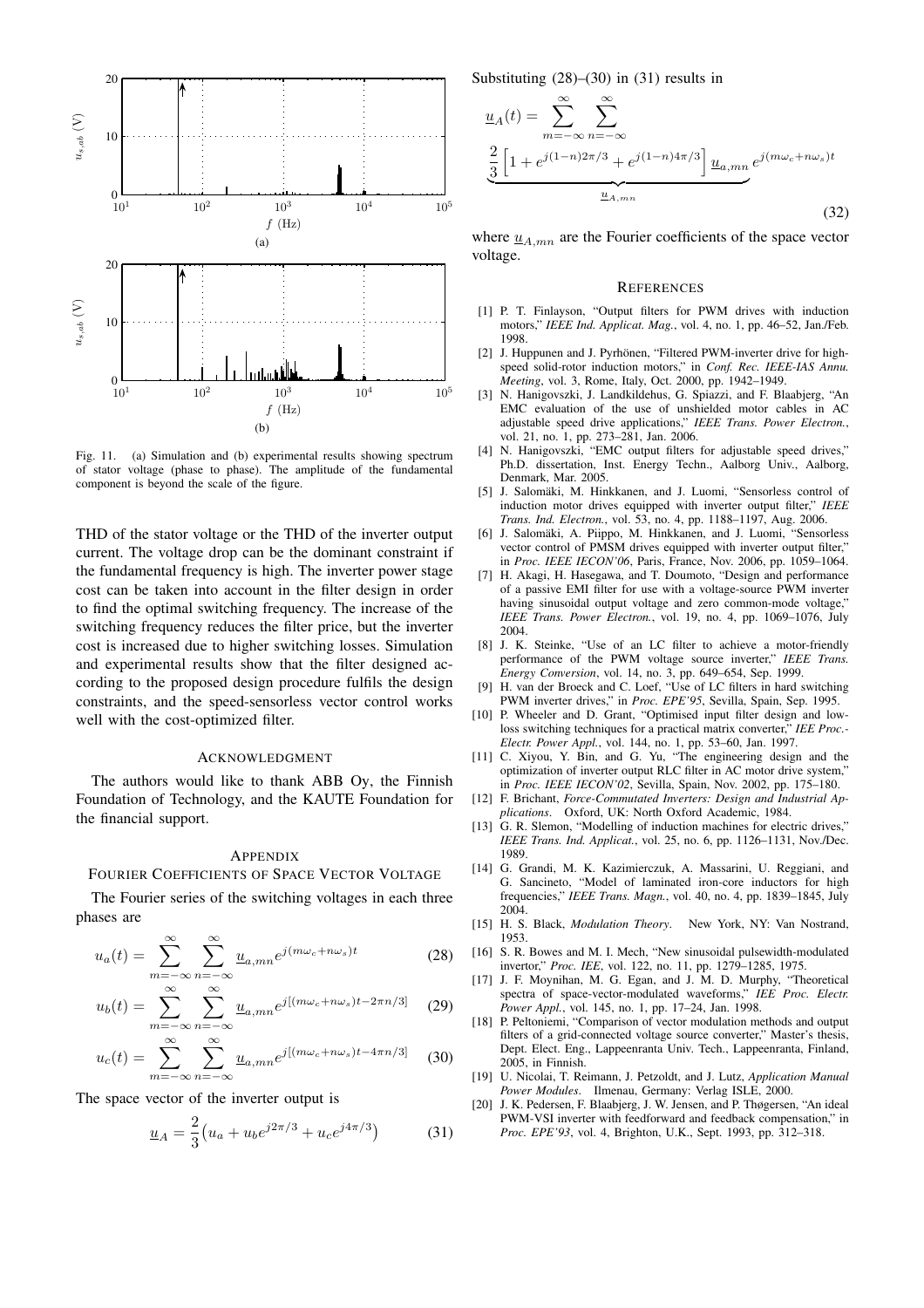20

10

0

$10^1$ $10^2$ $10^3$ $10^4$ $10^5$

$u_{s,ab}$ (V)

$f$ (Hz)

(a)

20

10

0

$10^1$ $10^2$ $10^3$ $10^4$ $10^5$

$u_{s,ab}$ (V)

$f$ (Hz)

(b)

Fig. 11. (a) Simulation and (b) experimental results showing spectrum of stator voltage (phase to phase). The amplitude of the fundamental component is beyond the scale of the figure.

THD of the stator voltage or the THD of the inverter output current. The voltage drop can be the dominant constraint if the fundamental frequency is high. The inverter power stage cost can be taken into account in the filter design in order to find the optimal switching frequency. The increase of the switching frequency reduces the filter price, but the inverter cost is increased due to higher switching losses. Simulation and experimental results show that the filter designed according to the proposed design procedure fulfils the design constraints, and the speed-sensorless vector control works well with the cost-optimized filter.

## ACKNOWLEDGMENT

The authors would like to thank ABB Oy, the Finnish Foundation of Technology, and the KAUTE Foundation for the financial support.

## APPENDIX
### FOURIER COEFFICIENTS OF SPACE VECTOR VOLTAGE

The Fourier series of the switching voltages in each three phases are

$$u_a(t) = \sum_{m=-\infty}^{\infty} \sum_{n=-\infty}^{\infty} \underline{u}_{a,mn} e^{j(m\omega_c + n\omega_s)t} \tag{28}$$

$$u_b(t) = \sum_{m=-\infty}^{\infty} \sum_{n=-\infty}^{\infty} \underline{u}_{a,mn} e^{j[(m\omega_c + n\omega_s)t - 2\pi n/3]} \tag{29}$$

$$u_c(t) = \sum_{m=-\infty}^{\infty} \sum_{n=-\infty}^{\infty} \underline{u}_{a,mn} e^{j[(m\omega_c + n\omega_s)t - 4\pi n/3]} \tag{30}$$

The space vector of the inverter output is

$$\underline{u}_A = \frac{2}{3}\big(u_a + u_b e^{j2\pi/3} + u_c e^{j4\pi/3}\big) \tag{31}$$

Substituting (28)–(30) in (31) results in

$$\underline{u}_A(t) = \sum_{m=-\infty}^{\infty} \sum_{n=-\infty}^{\infty} \underbrace{\frac{2}{3}\left[1 + e^{j(1-n)2\pi/3} + e^{j(1-n)4\pi/3}\right] \underline{u}_{a,mn}}_{\underline{u}_{A,mn}} e^{j(m\omega_c + n\omega_s)t} \tag{32}$$

where $\underline{u}_{A,mn}$ are the Fourier coefficients of the space vector voltage.

## REFERENCES

[1] P. T. Finlayson, "Output filters for PWM drives with induction motors," *IEEE Ind. Applicat. Mag.*, vol. 4, no. 1, pp. 46–52, Jan./Feb. 1998.

[2] J. Huppunen and J. Pyrhönen, "Filtered PWM-inverter drive for high-speed solid-rotor induction motors," in *Conf. Rec. IEEE-IAS Annu. Meeting*, vol. 3, Rome, Italy, Oct. 2000, pp. 1942–1949.

[3] N. Hanigovszki, J. Landkildehus, G. Spiazzi, and F. Blaabjerg, "An EMC evaluation of the use of unshielded motor cables in AC adjustable speed drive applications," *IEEE Trans. Power Electron.*, vol. 21, no. 1, pp. 273–281, Jan. 2006.

[4] N. Hanigovszki, "EMC output filters for adjustable speed drives," Ph.D. dissertation, Inst. Energy Techn., Aalborg Univ., Aalborg, Denmark, Mar. 2005.

[5] J. Salomäki, M. Hinkkanen, and J. Luomi, "Sensorless control of induction motor drives equipped with inverter output filter," *IEEE Trans. Ind. Electron.*, vol. 53, no. 4, pp. 1188–1197, Aug. 2006.

[6] J. Salomäki, A. Piippo, M. Hinkkanen, and J. Luomi, "Sensorless vector control of PMSM drives equipped with inverter output filter," in *Proc. IEEE IECON'06*, Paris, France, Nov. 2006, pp. 1059–1064.

[7] H. Akagi, H. Hasegawa, and T. Doumoto, "Design and performance of a passive EMI filter for use with a voltage-source PWM inverter having sinusoidal output voltage and zero common-mode voltage," *IEEE Trans. Power Electron.*, vol. 19, no. 4, pp. 1069–1076, July 2004.

[8] J. K. Steinke, "Use of an LC filter to achieve a motor-friendly performance of the PWM voltage source inverter," *IEEE Trans. Energy Conversion*, vol. 14, no. 3, pp. 649–654, Sep. 1999.

[9] H. van der Broeck and C. Loef, "Use of LC filters in hard switching PWM inverter drives," in *Proc. EPE'95*, Sevilla, Spain, Sep. 1995.

[10] P. Wheeler and D. Grant, "Optimised input filter design and low-loss switching techniques for a practical matrix converter," *IEE Proc.-Electr. Power Appl.*, vol. 144, no. 1, pp. 53–60, Jan. 1997.

[11] C. Xiyou, Y. Bin, and G. Yu, "The engineering design and the optimization of inverter output RLC filter in AC motor drive system," in *Proc. IEEE IECON'02*, Sevilla, Spain, Nov. 2002, pp. 175–180.

[12] F. Brichant, *Force-Commutated Inverters: Design and Industrial Applications*. Oxford, UK: North Oxford Academic, 1984.

[13] G. R. Slemon, "Modelling of induction machines for electric drives," *IEEE Trans. Ind. Applicat.*, vol. 25, no. 6, pp. 1126–1131, Nov./Dec. 1989.

[14] G. Grandi, M. K. Kazimierczuk, A. Massarini, U. Reggiani, and G. Sancineto, "Model of laminated iron-core inductors for high frequencies," *IEEE Trans. Magn.*, vol. 40, no. 4, pp. 1839–1845, July 2004.

[15] H. S. Black, *Modulation Theory*. New York, NY: Van Nostrand, 1953.

[16] S. R. Bowes and M. I. Mech, "New sinusoidal pulsewidth-modulated invertor," *Proc. IEE*, vol. 122, no. 11, pp. 1279–1285, 1975.

[17] J. F. Moynihan, M. G. Egan, and J. M. D. Murphy, "Theoretical spectra of space-vector-modulated waveforms," *IEE Proc. Electr. Power Appl.*, vol. 145, no. 1, pp. 17–24, Jan. 1998.

[18] P. Peltoniemi, "Comparison of vector modulation methods and output filters of a grid-connected voltage source converter," Master's thesis, Dept. Elect. Eng., Lappeenranta Univ. Tech., Lappeenranta, Finland, 2005, in Finnish.

[19] U. Nicolai, T. Reimann, J. Petzoldt, and J. Lutz, *Application Manual Power Modules*. Ilmenau, Germany: Verlag ISLE, 2000.

[20] J. K. Pedersen, F. Blaabjerg, J. W. Jensen, and P. Thøgersen, "An ideal PWM-VSI inverter with feedforward and feedback compensation," in *Proc. EPE'93*, vol. 4, Brighton, U.K., Sept. 1993, pp. 312–318.